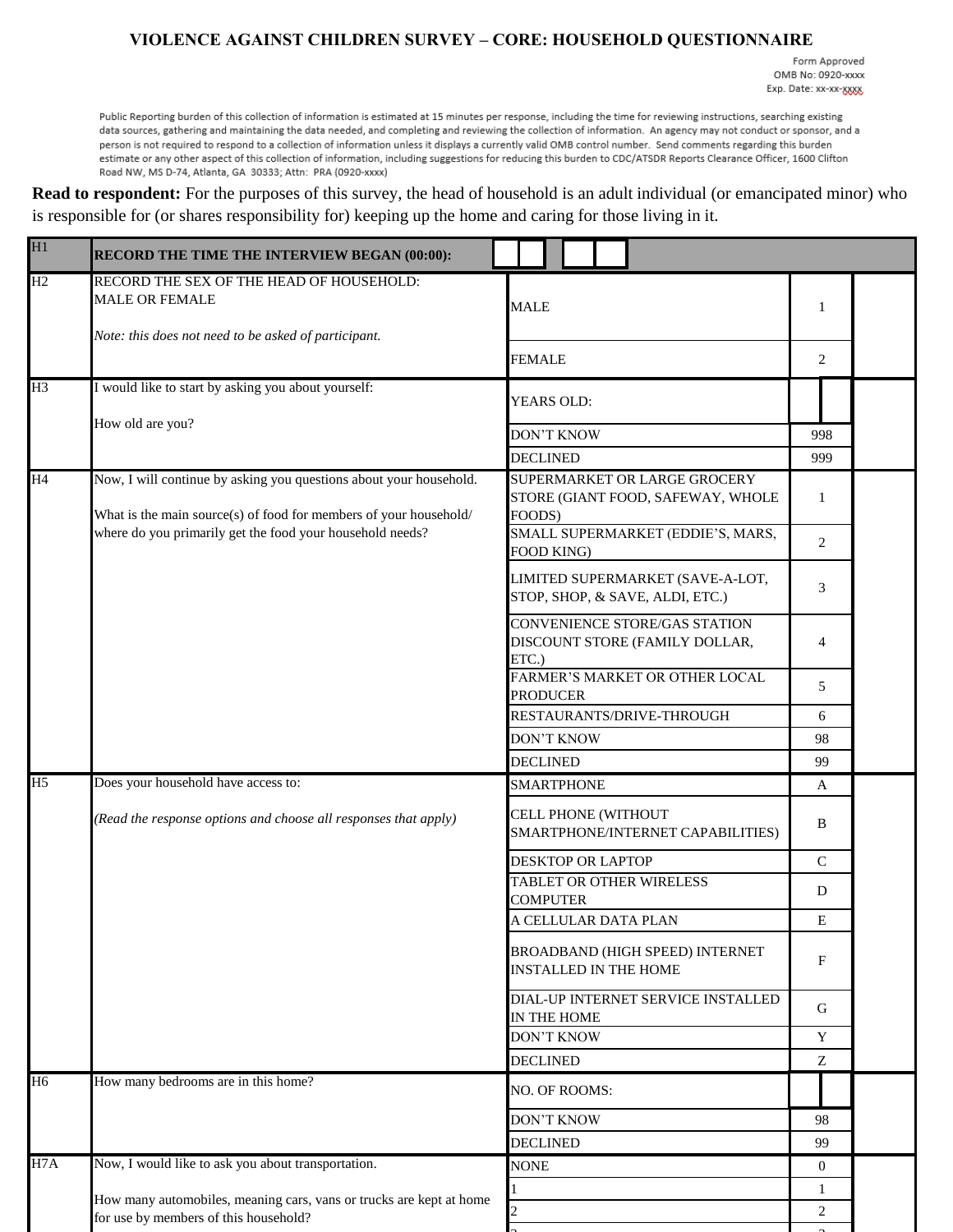# VIOLENCE AGAINST CHILDREN SURVEY – CORE: HOUSEHOLD QUESTIONNAIRE

Form Approved
OMB No: 0920-xxxx
Exp. Date: xx-xx-xxxx

Public Reporting burden of this collection of information is estimated at 15 minutes per response, including the time for reviewing instructions, searching existing data sources, gathering and maintaining the data needed, and completing and reviewing the collection of information. An agency may not conduct or sponsor, and a person is not required to respond to a collection of information unless it displays a currently valid OMB control number. Send comments regarding this burden estimate or any other aspect of this collection of information, including suggestions for reducing this burden to CDC/ATSDR Reports Clearance Officer, 1600 Clifton Road NW, MS D-74, Atlanta, GA 30333; Attn: PRA (0920-xxxx)

**Read to respondent:** For the purposes of this survey, the head of household is an adult individual (or emancipated minor) who is responsible for (or shares responsibility for) keeping up the home and caring for those living in it.

| | | | | |
|---|---|---|---|---|
| H1 | **RECORD THE TIME THE INTERVIEW BEGAN (00:00):** | | | |
| H2 | RECORD THE SEX OF THE HEAD OF HOUSEHOLD: MALE OR FEMALE<br><br>*Note: this does not need to be asked of participant.* | MALE | 1 | |
| | | FEMALE | 2 | |
| H3 | I would like to start by asking you about yourself:<br><br>How old are you? | YEARS OLD: | | |
| | | DON'T KNOW | 998 | |
| | | DECLINED | 999 | |
| H4 | Now, I will continue by asking you questions about your household.<br><br>What is the main source(s) of food for members of your household/ where do you primarily get the food your household needs? | SUPERMARKET OR LARGE GROCERY STORE (GIANT FOOD, SAFEWAY, WHOLE FOODS) | 1 | |
| | | SMALL SUPERMARKET (EDDIE'S, MARS, FOOD KING) | 2 | |
| | | LIMITED SUPERMARKET (SAVE-A-LOT, STOP, SHOP, & SAVE, ALDI, ETC.) | 3 | |
| | | CONVENIENCE STORE/GAS STATION DISCOUNT STORE (FAMILY DOLLAR, ETC.) | 4 | |
| | | FARMER'S MARKET OR OTHER LOCAL PRODUCER | 5 | |
| | | RESTAURANTS/DRIVE-THROUGH | 6 | |
| | | DON'T KNOW | 98 | |
| | | DECLINED | 99 | |
| H5 | Does your household have access to:<br><br>*(Read the response options and choose all responses that apply)* | SMARTPHONE | A | |
| | | CELL PHONE (WITHOUT SMARTPHONE/INTERNET CAPABILITIES) | B | |
| | | DESKTOP OR LAPTOP | C | |
| | | TABLET OR OTHER WIRELESS COMPUTER | D | |
| | | A CELLULAR DATA PLAN | E | |
| | | BROADBAND (HIGH SPEED) INTERNET INSTALLED IN THE HOME | F | |
| | | DIAL-UP INTERNET SERVICE INSTALLED IN THE HOME | G | |
| | | DON'T KNOW | Y | |
| | | DECLINED | Z | |
| H6 | How many bedrooms are in this home? | NO. OF ROOMS: | | |
| | | DON'T KNOW | 98 | |
| | | DECLINED | 99 | |
| H7A | Now, I would like to ask you about transportation.<br><br>How many automobiles, meaning cars, vans or trucks are kept at home for use by members of this household? | NONE | 0 | |
| | | 1 | 1 | |
| | | 2 | 2 | |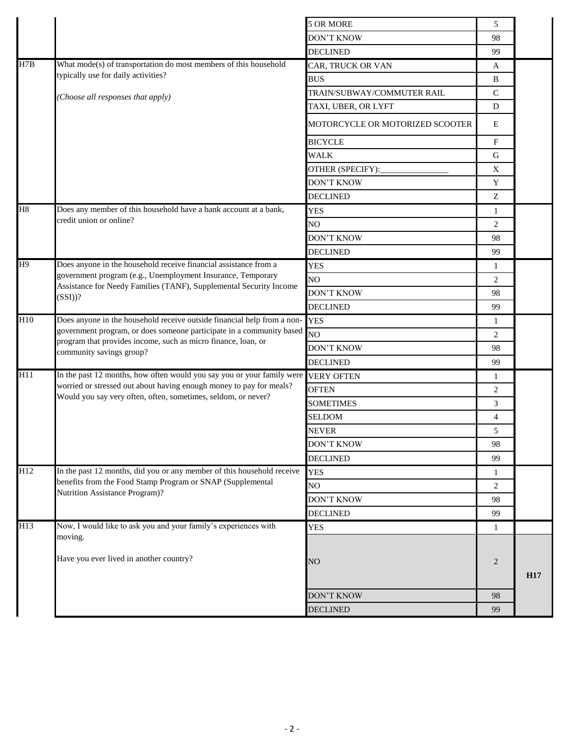| | | | | |
|---|---|---|---|---|
| | | 5 OR MORE | 5 | |
| | | DON'T KNOW | 98 | |
| | | DECLINED | 99 | |
| H7B | What mode(s) of transportation do most members of this household typically use for daily activities?<br><br>*(Choose all responses that apply)* | CAR, TRUCK OR VAN | A | |
| | | BUS | B | |
| | | TRAIN/SUBWAY/COMMUTER RAIL | C | |
| | | TAXI, UBER, OR LYFT | D | |
| | | MOTORCYCLE OR MOTORIZED SCOOTER | E | |
| | | BICYCLE | F | |
| | | WALK | G | |
| | | OTHER (SPECIFY):_______________ | X | |
| | | DON'T KNOW | Y | |
| | | DECLINED | Z | |
| H8 | Does any member of this household have a bank account at a bank, credit union or online? | YES | 1 | |
| | | NO | 2 | |
| | | DON'T KNOW | 98 | |
| | | DECLINED | 99 | |
| H9 | Does anyone in the household receive financial assistance from a government program (e.g., Unemployment Insurance, Temporary Assistance for Needy Families (TANF), Supplemental Security Income (SSI))? | YES | 1 | |
| | | NO | 2 | |
| | | DON'T KNOW | 98 | |
| | | DECLINED | 99 | |
| H10 | Does anyone in the household receive outside financial help from a non-government program, or does someone participate in a community based program that provides income, such as micro finance, loan, or community savings group? | YES | 1 | |
| | | NO | 2 | |
| | | DON'T KNOW | 98 | |
| | | DECLINED | 99 | |
| H11 | In the past 12 months, how often would you say you or your family were worried or stressed out about having enough money to pay for meals? Would you say very often, often, sometimes, seldom, or never? | VERY OFTEN | 1 | |
| | | OFTEN | 2 | |
| | | SOMETIMES | 3 | |
| | | SELDOM | 4 | |
| | | NEVER | 5 | |
| | | DON'T KNOW | 98 | |
| | | DECLINED | 99 | |
| H12 | In the past 12 months, did you or any member of this household receive benefits from the Food Stamp Program or SNAP (Supplemental Nutrition Assistance Program)? | YES | 1 | |
| | | NO | 2 | |
| | | DON'T KNOW | 98 | |
| | | DECLINED | 99 | |
| H13 | Now, I would like to ask you and your family's experiences with moving.<br><br>Have you ever lived in another country? | YES | 1 | |
| | | NO | 2 | **H17** |
| | | DON'T KNOW | 98 | |
| | | DECLINED | 99 | |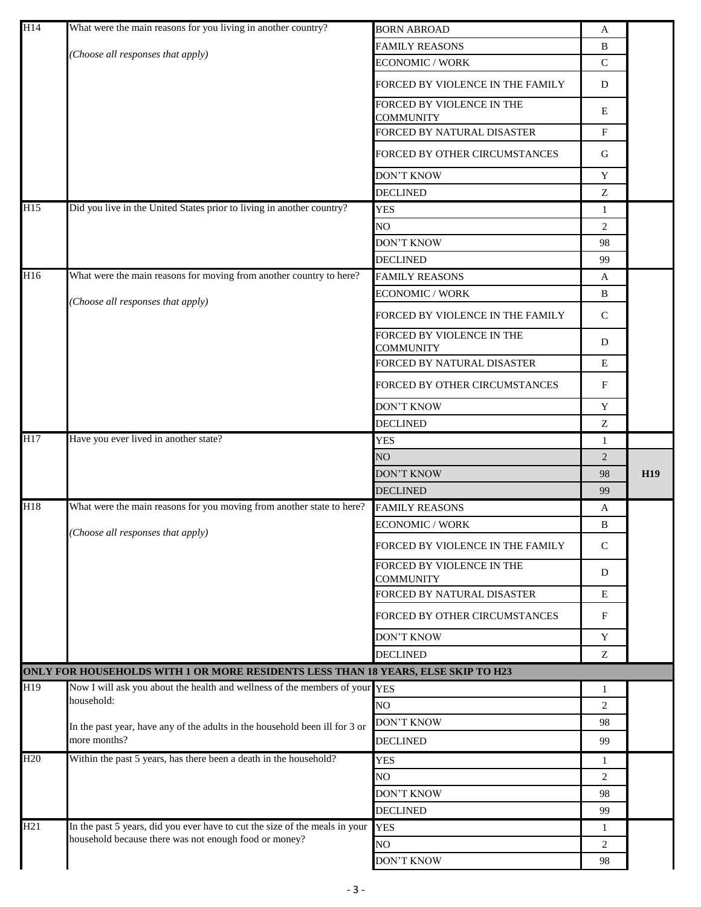| | | | | |
|---|---|---|---|---|
| H14 | What were the main reasons for you living in another country?<br><br>*(Choose all responses that apply)* | BORN ABROAD | A | |
| | | FAMILY REASONS | B | |
| | | ECONOMIC / WORK | C | |
| | | FORCED BY VIOLENCE IN THE FAMILY | D | |
| | | FORCED BY VIOLENCE IN THE COMMUNITY | E | |
| | | FORCED BY NATURAL DISASTER | F | |
| | | FORCED BY OTHER CIRCUMSTANCES | G | |
| | | DON'T KNOW | Y | |
| | | DECLINED | Z | |
| H15 | Did you live in the United States prior to living in another country? | YES | 1 | |
| | | NO | 2 | |
| | | DON'T KNOW | 98 | |
| | | DECLINED | 99 | |
| H16 | What were the main reasons for moving from another country to here?<br><br>*(Choose all responses that apply)* | FAMILY REASONS | A | |
| | | ECONOMIC / WORK | B | |
| | | FORCED BY VIOLENCE IN THE FAMILY | C | |
| | | FORCED BY VIOLENCE IN THE COMMUNITY | D | |
| | | FORCED BY NATURAL DISASTER | E | |
| | | FORCED BY OTHER CIRCUMSTANCES | F | |
| | | DON'T KNOW | Y | |
| | | DECLINED | Z | |
| H17 | Have you ever lived in another state? | YES | 1 | |
| | | NO | 2 | **H19** |
| | | DON'T KNOW | 98 | |
| | | DECLINED | 99 | |
| H18 | What were the main reasons for you moving from another state to here?<br><br>*(Choose all responses that apply)* | FAMILY REASONS | A | |
| | | ECONOMIC / WORK | B | |
| | | FORCED BY VIOLENCE IN THE FAMILY | C | |
| | | FORCED BY VIOLENCE IN THE COMMUNITY | D | |
| | | FORCED BY NATURAL DISASTER | E | |
| | | FORCED BY OTHER CIRCUMSTANCES | F | |
| | | DON'T KNOW | Y | |
| | | DECLINED | Z | |
| ***ONLY FOR HOUSEHOLDS WITH 1 OR MORE RESIDENTS LESS THAN 18 YEARS, ELSE SKIP TO H23*** | | | | |
| H19 | Now I will ask you about the health and wellness of the members of your household:<br><br>In the past year, have any of the adults in the household been ill for 3 or more months? | YES | 1 | |
| | | NO | 2 | |
| | | DON'T KNOW | 98 | |
| | | DECLINED | 99 | |
| H20 | Within the past 5 years, has there been a death in the household? | YES | 1 | |
| | | NO | 2 | |
| | | DON'T KNOW | 98 | |
| | | DECLINED | 99 | |
| H21 | In the past 5 years, did you ever have to cut the size of the meals in your household because there was not enough food or money? | YES | 1 | |
| | | NO | 2 | |
| | | DON'T KNOW | 98 | |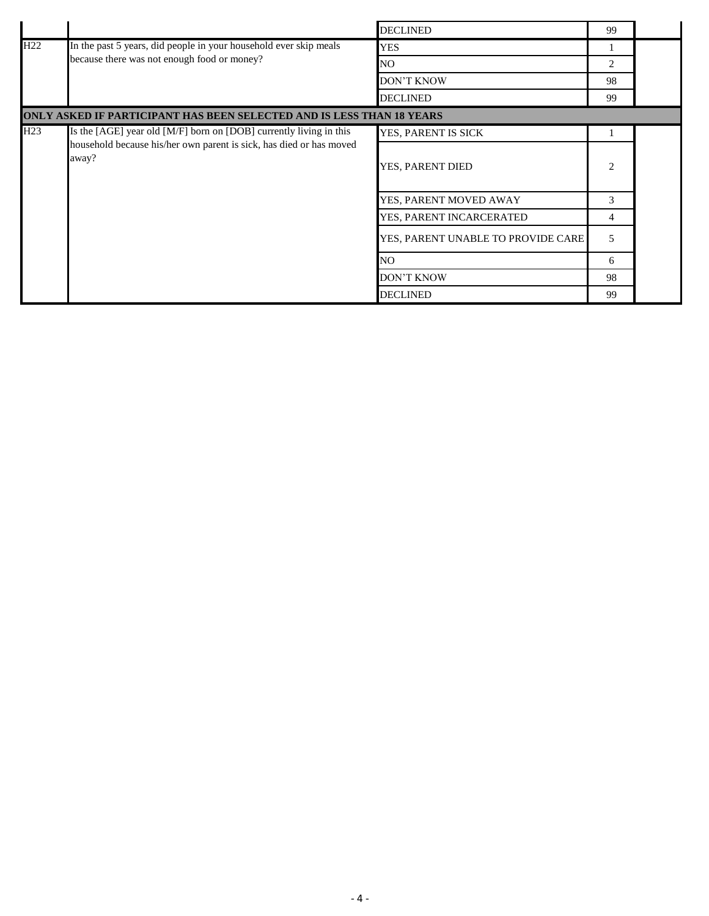| | | | | |
|---|---|---|---|---|
| | | DECLINED | 99 | |
| H22 | In the past 5 years, did people in your household ever skip meals because there was not enough food or money? | YES | 1 | |
| | | NO | 2 | |
| | | DON'T KNOW | 98 | |
| | | DECLINED | 99 | |
| **ONLY ASKED IF PARTICIPANT HAS BEEN SELECTED AND IS LESS THAN 18 YEARS** | | | | |
| H23 | Is the [AGE] year old [M/F] born on [DOB] currently living in this household because his/her own parent is sick, has died or has moved away? | YES, PARENT IS SICK | 1 | |
| | | YES, PARENT DIED | 2 | |
| | | YES, PARENT MOVED AWAY | 3 | |
| | | YES, PARENT INCARCERATED | 4 | |
| | | YES, PARENT UNABLE TO PROVIDE CARE | 5 | |
| | | NO | 6 | |
| | | DON'T KNOW | 98 | |
| | | DECLINED | 99 | |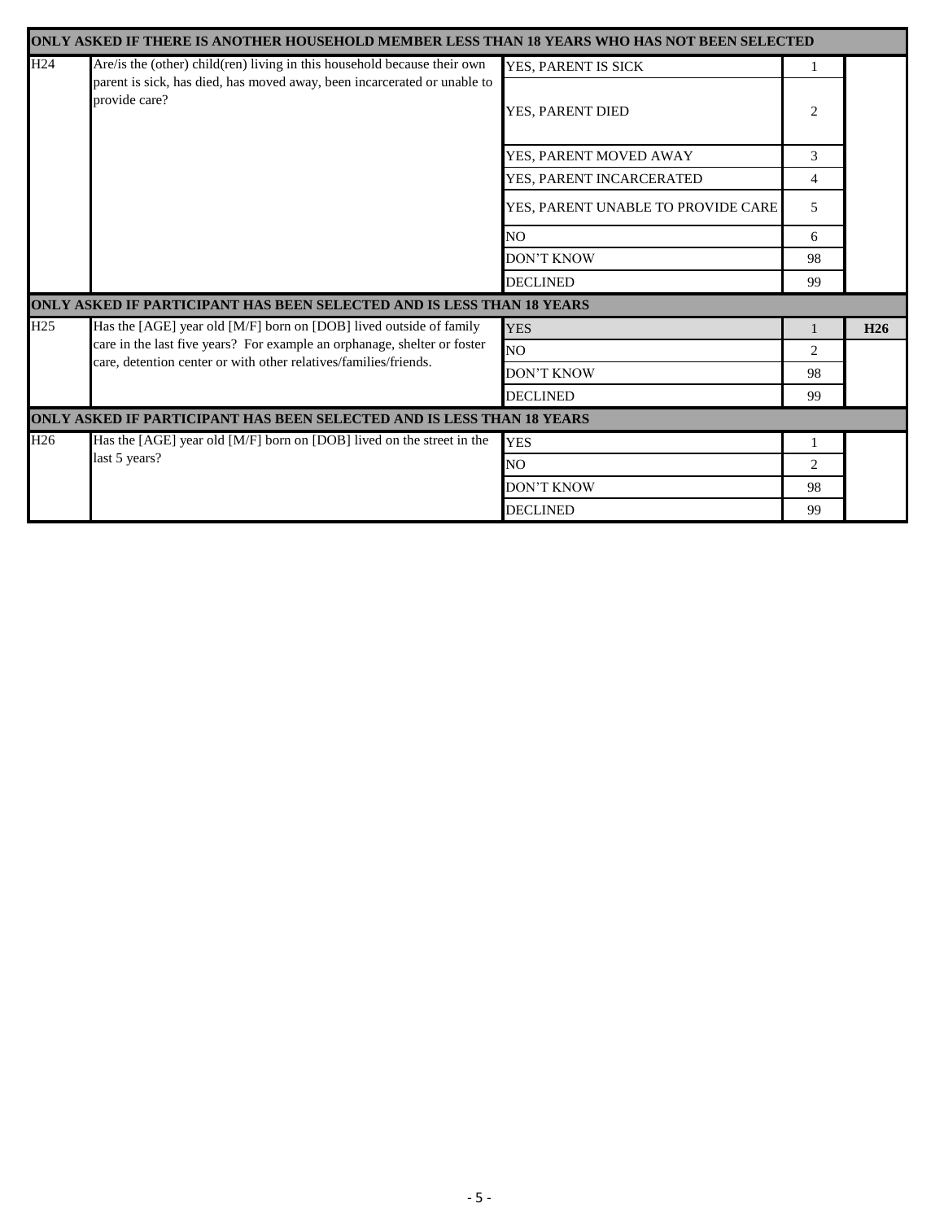| | | | | |
|---|---|---|---|---|
| **ONLY ASKED IF THERE IS ANOTHER HOUSEHOLD MEMBER LESS THAN 18 YEARS WHO HAS NOT BEEN SELECTED** | | | | |
| H24 | Are/is the (other) child(ren) living in this household because their own parent is sick, has died, has moved away, been incarcerated or unable to provide care? | YES, PARENT IS SICK | 1 | |
| | | YES, PARENT DIED | 2 | |
| | | YES, PARENT MOVED AWAY | 3 | |
| | | YES, PARENT INCARCERATED | 4 | |
| | | YES, PARENT UNABLE TO PROVIDE CARE | 5 | |
| | | NO | 6 | |
| | | DON'T KNOW | 98 | |
| | | DECLINED | 99 | |
| **ONLY ASKED IF PARTICIPANT HAS BEEN SELECTED AND IS LESS THAN 18 YEARS** | | | | |
| H25 | Has the [AGE] year old [M/F] born on [DOB] lived outside of family care in the last five years? For example an orphanage, shelter or foster care, detention center or with other relatives/families/friends. | YES | 1 | **H26** |
| | | NO | 2 | |
| | | DON'T KNOW | 98 | |
| | | DECLINED | 99 | |
| **ONLY ASKED IF PARTICIPANT HAS BEEN SELECTED AND IS LESS THAN 18 YEARS** | | | | |
| H26 | Has the [AGE] year old [M/F] born on [DOB] lived on the street in the last 5 years? | YES | 1 | |
| | | NO | 2 | |
| | | DON'T KNOW | 98 | |
| | | DECLINED | 99 | |